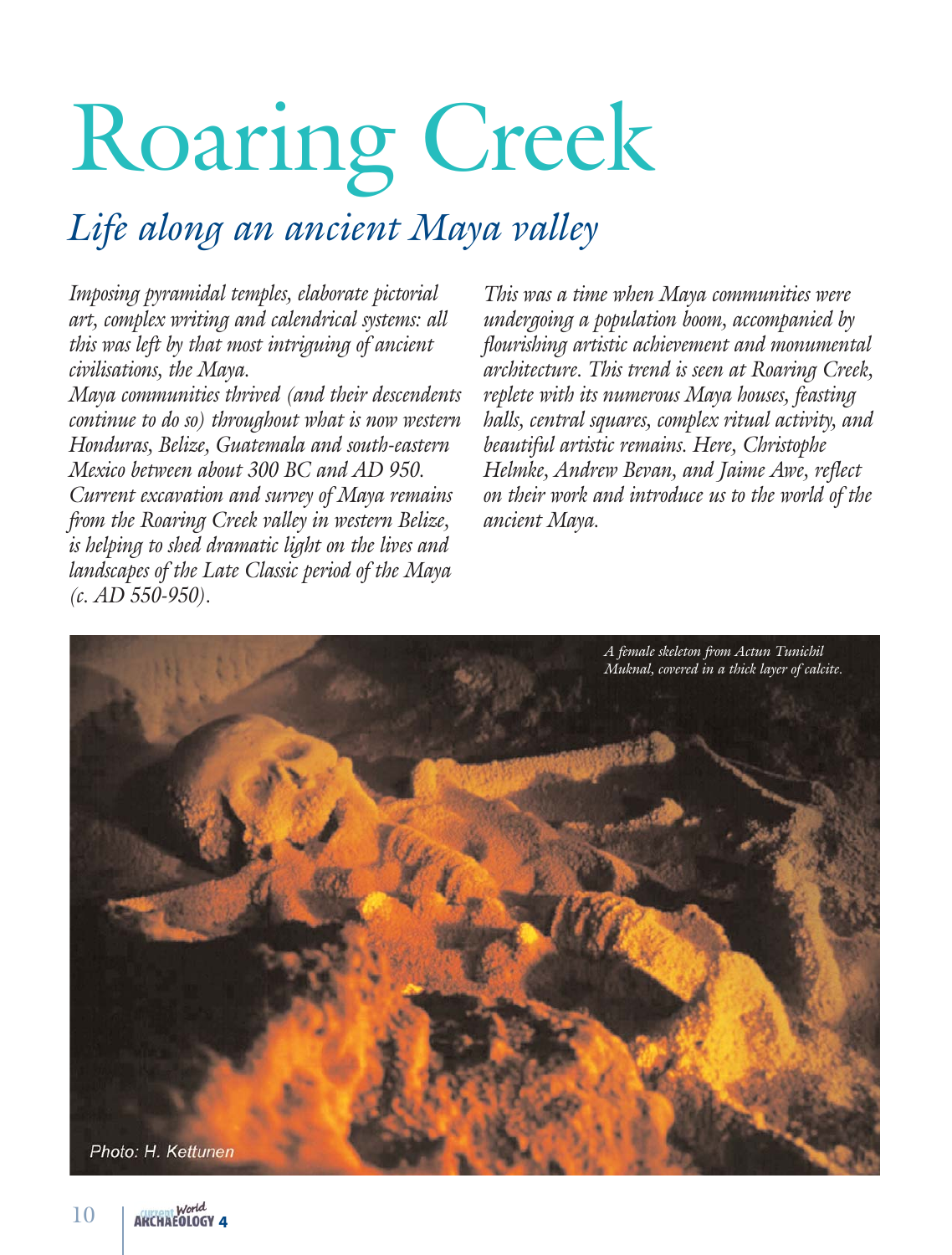# Roaring Creek

## *Life along an ancient Maya valley*

*Imposing pyramidal temples, elaborate pictorial art, complex writing and calendrical systems: all this was left by that most intriguing of ancient civilisations, the Maya.*

*Maya communities thrived (and their descendents continue to do so) throughout what is now western Honduras, Belize, Guatemala and south-eastern Mexico between about 300 BC and AD 950. Current excavation and survey of Maya remains from the Roaring Creek valley in western Belize, is helping to shed dramatic light on the lives and landscapes of the Late Classic period of the Maya (c. AD 550-950).*

*This was a time when Maya communities were undergoing a population boom, accompanied by flourishing artistic achievement and monumental architecture. This trend is seen at Roaring Creek, replete with its numerous Maya houses, feasting halls, central squares, complex ritual activity, and beautiful artistic remains. Here, Christophe Helmke, Andrew Bevan, and Jaime Awe, reflect on their work and introduce us to the world of the ancient Maya.*

*A female skeleton from Actun Tunichil Muknal, covered in a thick layer of calcite.*

Photo: H. Kettunen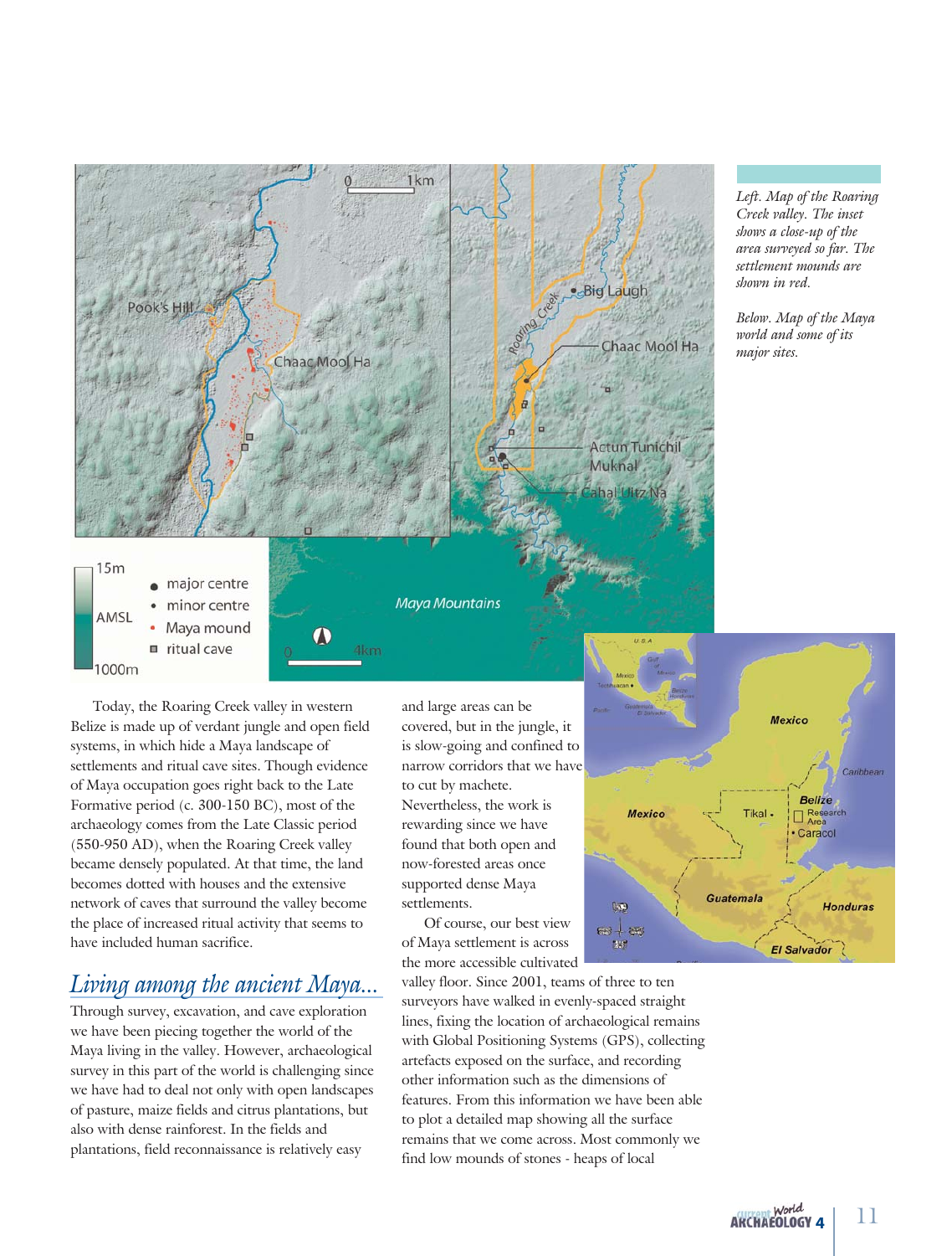*Left. Map of the Roaring Creek valley. The inset shows a close-up of the area surveyed so far. The settlement mounds are shown in red.*

*Below. Map of the Maya world and some of its major sites.*

Today, the Roaring Creek valley in western Belize is made up of verdant jungle and open field systems, in which hide a Maya landscape of settlements and ritual cave sites. Though evidence of Maya occupation goes right back to the Late Formative period (c. 300-150 BC), most of the archaeology comes from the Late Classic period (550-950 AD), when the Roaring Creek valley became densely populated. At that time, the land becomes dotted with houses and the extensive network of caves that surround the valley become the place of increased ritual activity that seems to have included human sacrifice.

## Living among the ancient Maya...

Through survey, excavation, and cave exploration we have been piecing together the world of the Maya living in the valley. However, archaeological survey in this part of the world is challenging since we have had to deal not only with open landscapes of pasture, maize fields and citrus plantations, but also with dense rainforest. In the fields and plantations, field reconnaissance is relatively easy and large areas can be covered, but in the jungle, it is slow-going and confined to narrow corridors that we have to cut by machete. Nevertheless, the work is rewarding since we have found that both open and now-forested areas once supported dense Maya settlements.

Of course, our best view of Maya settlement is across the more accessible cultivated valley floor. Since 2001, teams of three to ten surveyors have walked in evenly-spaced straight lines, fixing the location of archaeological remains with Global Positioning Systems (GPS), collecting artefacts exposed on the surface, and recording other information such as the dimensions of features. From this information we have been able to plot a detailed map showing all the surface remains that we come across. Most commonly we find low mounds of stones - heaps of local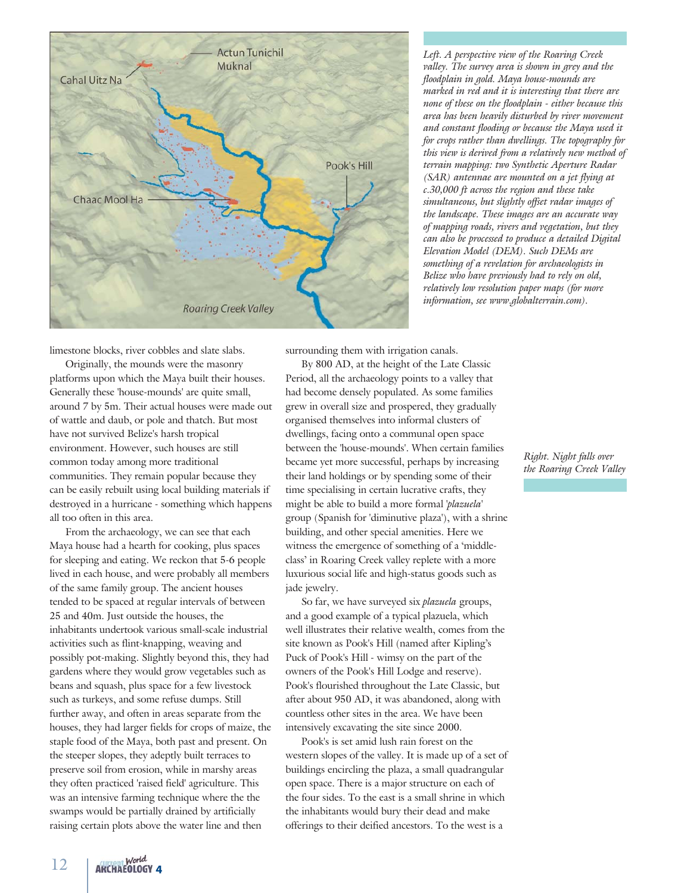*Left. A perspective view of the Roaring Creek valley. The survey area is shown in grey and the floodplain in gold. Maya house-mounds are marked in red and it is interesting that there are none of these on the floodplain - either because this area has been heavily disturbed by river movement and constant flooding or because the Maya used it for crops rather than dwellings. The topography for this view is derived from a relatively new method of terrain mapping: two Synthetic Aperture Radar (SAR) antennae are mounted on a jet flying at c.30,000 ft across the region and these take simultaneous, but slightly offset radar images of the landscape. These images are an accurate way of mapping roads, rivers and vegetation, but they can also be processed to produce a detailed Digital Elevation Model (DEM). Such DEMs are something of a revelation for archaeologists in Belize who have previously had to rely on old, relatively low resolution paper maps (for more information, see www.globalterrain.com).*

limestone blocks, river cobbles and slate slabs.

Originally, the mounds were the masonry platforms upon which the Maya built their houses. Generally these 'house-mounds' are quite small, around 7 by 5m. Their actual houses were made out of wattle and daub, or pole and thatch. But most have not survived Belize's harsh tropical environment. However, such houses are still common today among more traditional communities. They remain popular because they can be easily rebuilt using local building materials if destroyed in a hurricane - something which happens all too often in this area.

From the archaeology, we can see that each Maya house had a hearth for cooking, plus spaces for sleeping and eating. We reckon that 5-6 people lived in each house, and were probably all members of the same family group. The ancient houses tended to be spaced at regular intervals of between 25 and 40m. Just outside the houses, the inhabitants undertook various small-scale industrial activities such as flint-knapping, weaving and possibly pot-making. Slightly beyond this, they had gardens where they would grow vegetables such as beans and squash, plus space for a few livestock such as turkeys, and some refuse dumps. Still further away, and often in areas separate from the houses, they had larger fields for crops of maize, the staple food of the Maya, both past and present. On the steeper slopes, they adeptly built terraces to preserve soil from erosion, while in marshy areas they often practiced 'raised field' agriculture. This was an intensive farming technique where the the swamps would be partially drained by artificially raising certain plots above the water line and then surrounding them with irrigation canals.

By 800 AD, at the height of the Late Classic Period, all the archaeology points to a valley that had become densely populated. As some families grew in overall size and prospered, they gradually organised themselves into informal clusters of dwellings, facing onto a communal open space between the 'house-mounds'. When certain families became yet more successful, perhaps by increasing their land holdings or by spending some of their time specialising in certain lucrative crafts, they might be able to build a more formal '*plazuela*' group (Spanish for 'diminutive plaza'), with a shrine building, and other special amenities. Here we witness the emergence of something of a 'middle-class' in Roaring Creek valley replete with a more luxurious social life and high-status goods such as jade jewelry.

So far, we have surveyed six *plazuela* groups, and a good example of a typical plazuela, which well illustrates their relative wealth, comes from the site known as Pook's Hill (named after Kipling's Puck of Pook's Hill - wimsy on the part of the owners of the Pook's Hill Lodge and reserve). Pook's flourished throughout the Late Classic, but after about 950 AD, it was abandoned, along with countless other sites in the area. We have been intensively excavating the site since 2000.

Pook's is set amid lush rain forest on the western slopes of the valley. It is made up of a set of buildings encircling the plaza, a small quadrangular open space. There is a major structure on each of the four sides. To the east is a small shrine in which the inhabitants would bury their dead and make offerings to their deified ancestors. To the west is a

*Right. Night falls over the Roaring Creek Valley*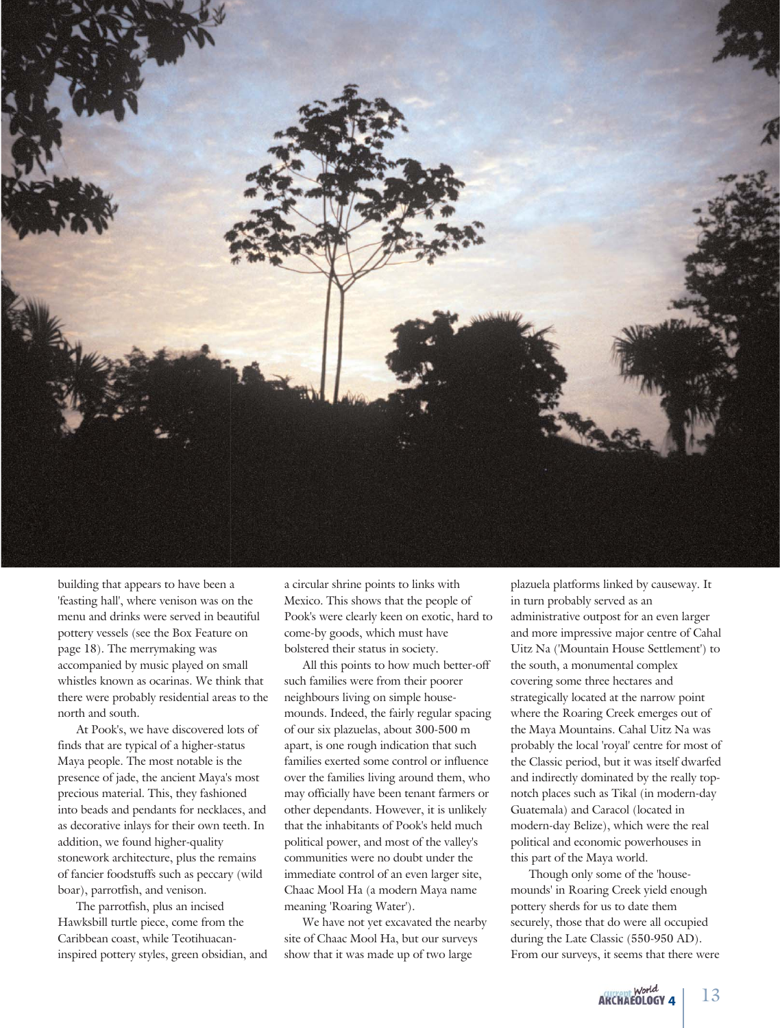building that appears to have been a 'feasting hall', where venison was on the menu and drinks were served in beautiful pottery vessels (see the Box Feature on page 18). The merrymaking was accompanied by music played on small whistles known as ocarinas. We think that there were probably residential areas to the north and south.

At Pook's, we have discovered lots of finds that are typical of a higher-status Maya people. The most notable is the presence of jade, the ancient Maya's most precious material. This, they fashioned into beads and pendants for necklaces, and as decorative inlays for their own teeth. In addition, we found higher-quality stonework architecture, plus the remains of fancier foodstuffs such as peccary (wild boar), parrotfish, and venison.

The parrotfish, plus an incised Hawksbill turtle piece, come from the Caribbean coast, while Teotihuacan-inspired pottery styles, green obsidian, and a circular shrine points to links with Mexico. This shows that the people of Pook's were clearly keen on exotic, hard to come-by goods, which must have bolstered their status in society.

All this points to how much better-off such families were from their poorer neighbours living on simple house-mounds. Indeed, the fairly regular spacing of our six plazuelas, about 300-500 m apart, is one rough indication that such families exerted some control or influence over the families living around them, who may officially have been tenant farmers or other dependants. However, it is unlikely that the inhabitants of Pook's held much political power, and most of the valley's communities were no doubt under the immediate control of an even larger site, Chaac Mool Ha (a modern Maya name meaning 'Roaring Water').

We have not yet excavated the nearby site of Chaac Mool Ha, but our surveys show that it was made up of two large plazuela platforms linked by causeway. It in turn probably served as an administrative outpost for an even larger and more impressive major centre of Cahal Uitz Na ('Mountain House Settlement') to the south, a monumental complex covering some three hectares and strategically located at the narrow point where the Roaring Creek emerges out of the Maya Mountains. Cahal Uitz Na was probably the local 'royal' centre for most of the Classic period, but it was itself dwarfed and indirectly dominated by the really top-notch places such as Tikal (in modern-day Guatemala) and Caracol (located in modern-day Belize), which were the real political and economic powerhouses in this part of the Maya world.

Though only some of the 'house-mounds' in Roaring Creek yield enough pottery sherds for us to date them securely, those that do were all occupied during the Late Classic (550-950 AD). From our surveys, it seems that there were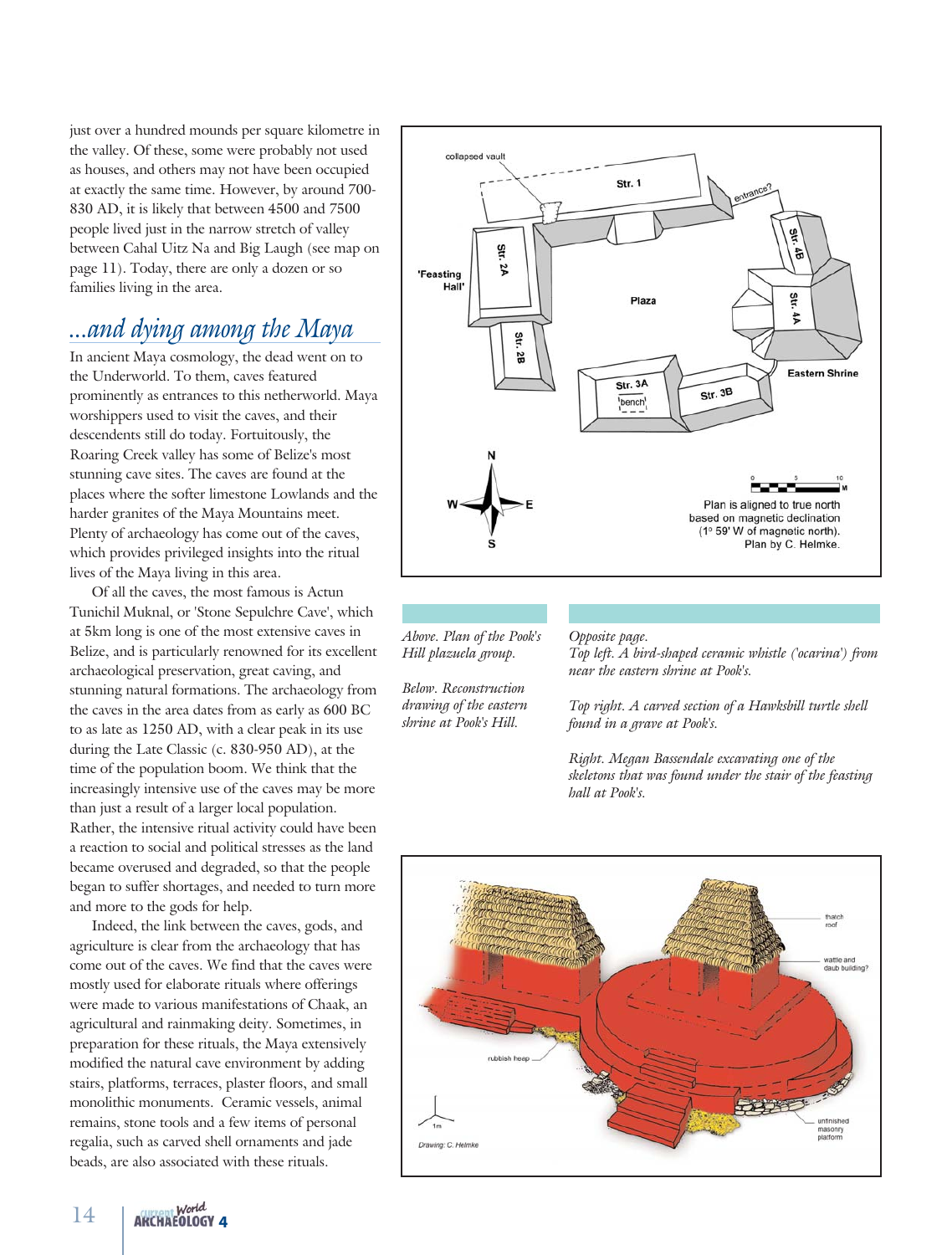just over a hundred mounds per square kilometre in the valley. Of these, some were probably not used as houses, and others may not have been occupied at exactly the same time. However, by around 700-830 AD, it is likely that between 4500 and 7500 people lived just in the narrow stretch of valley between Cahal Uitz Na and Big Laugh (see map on page 11). Today, there are only a dozen or so families living in the area.

## *...and dying among the Maya*

In ancient Maya cosmology, the dead went on to the Underworld. To them, caves featured prominently as entrances to this netherworld. Maya worshippers used to visit the caves, and their descendents still do today. Fortuitously, the Roaring Creek valley has some of Belize's most stunning cave sites. The caves are found at the places where the softer limestone Lowlands and the harder granites of the Maya Mountains meet. Plenty of archaeology has come out of the caves, which provides privileged insights into the ritual lives of the Maya living in this area.

Of all the caves, the most famous is Actun Tunichil Muknal, or 'Stone Sepulchre Cave', which at 5km long is one of the most extensive caves in Belize, and is particularly renowned for its excellent archaeological preservation, great caving, and stunning natural formations. The archaeology from the caves in the area dates from as early as 600 BC to as late as 1250 AD, with a clear peak in its use during the Late Classic (c. 830-950 AD), at the time of the population boom. We think that the increasingly intensive use of the caves may be more than just a result of a larger local population. Rather, the intensive ritual activity could have been a reaction to social and political stresses as the land became overused and degraded, so that the people began to suffer shortages, and needed to turn more and more to the gods for help.

Indeed, the link between the caves, gods, and agriculture is clear from the archaeology that has come out of the caves. We find that the caves were mostly used for elaborate rituals where offerings were made to various manifestations of Chaak, an agricultural and rainmaking deity. Sometimes, in preparation for these rituals, the Maya extensively modified the natural cave environment by adding stairs, platforms, terraces, plaster floors, and small monolithic monuments. Ceramic vessels, animal remains, stone tools and a few items of personal regalia, such as carved shell ornaments and jade beads, are also associated with these rituals.

*Above. Plan of the Pook's Hill plazuela group.*

*Below. Reconstruction drawing of the eastern shrine at Pook's Hill.*

*Opposite page.*
*Top left. A bird-shaped ceramic whistle ('ocarina') from near the eastern shrine at Pook's.*

*Top right. A carved section of a Hawksbill turtle shell found in a grave at Pook's.*

*Right. Megan Bassendale excavating one of the skeletons that was found under the stair of the feasting hall at Pook's.*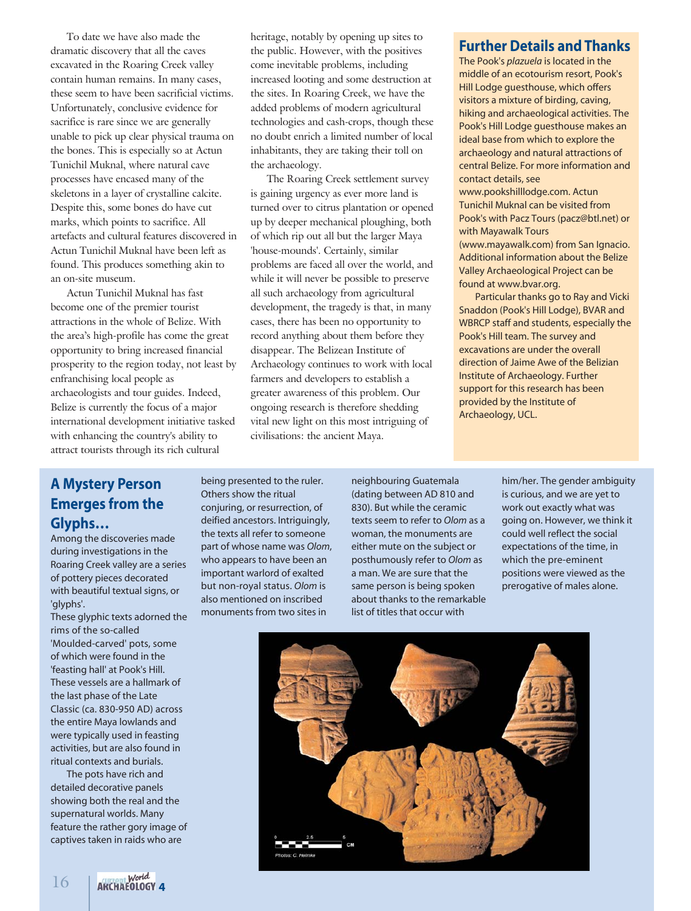To date we have also made the dramatic discovery that all the caves excavated in the Roaring Creek valley contain human remains. In many cases, these seem to have been sacrificial victims. Unfortunately, conclusive evidence for sacrifice is rare since we are generally unable to pick up clear physical trauma on the bones. This is especially so at Actun Tunichil Muknal, where natural cave processes have encased many of the skeletons in a layer of crystalline calcite. Despite this, some bones do have cut marks, which points to sacrifice. All artefacts and cultural features discovered in Actun Tunichil Muknal have been left as found. This produces something akin to an on-site museum.

Actun Tunichil Muknal has fast become one of the premier tourist attractions in the whole of Belize. With the area's high-profile has come the great opportunity to bring increased financial prosperity to the region today, not least by enfranchising local people as archaeologists and tour guides. Indeed, Belize is currently the focus of a major international development initiative tasked with enhancing the country's ability to attract tourists through its rich cultural heritage, notably by opening up sites to the public. However, with the positives come inevitable problems, including increased looting and some destruction at the sites. In Roaring Creek, we have the added problems of modern agricultural technologies and cash-crops, though these no doubt enrich a limited number of local inhabitants, they are taking their toll on the archaeology.

The Roaring Creek settlement survey is gaining urgency as ever more land is turned over to citrus plantation or opened up by deeper mechanical ploughing, both of which rip out all but the larger Maya 'house-mounds'. Certainly, similar problems are faced all over the world, and while it will never be possible to preserve all such archaeology from agricultural development, the tragedy is that, in many cases, there has been no opportunity to record anything about them before they disappear. The Belizean Institute of Archaeology continues to work with local farmers and developers to establish a greater awareness of this problem. Our ongoing research is therefore shedding vital new light on this most intriguing of civilisations: the ancient Maya.

## Further Details and Thanks

The Pook's *plazuela* is located in the middle of an ecotourism resort, Pook's Hill Lodge guesthouse, which offers visitors a mixture of birding, caving, hiking and archaeological activities. The Pook's Hill Lodge guesthouse makes an ideal base from which to explore the archaeology and natural attractions of central Belize. For more information and contact details, see www.pookshilllodge.com. Actun Tunichil Muknal can be visited from Pook's with Pacz Tours (pacz@btl.net) or with Mayawalk Tours (www.mayawalk.com) from San Ignacio. Additional information about the Belize Valley Archaeological Project can be found at www.bvar.org.

Particular thanks go to Ray and Vicki Snaddon (Pook's Hill Lodge), BVAR and WBRCP staff and students, especially the Pook's Hill team. The survey and excavations are under the overall direction of Jaime Awe of the Belizian Institute of Archaeology. Further support for this research has been provided by the Institute of Archaeology, UCL.

## A Mystery Person Emerges from the Glyphs…

Among the discoveries made during investigations in the Roaring Creek valley are a series of pottery pieces decorated with beautiful textual signs, or 'glyphs'.

These glyphic texts adorned the rims of the so-called 'Moulded-carved' pots, some of which were found in the 'feasting hall' at Pook's Hill. These vessels are a hallmark of the last phase of the Late Classic (ca. 830-950 AD) across the entire Maya lowlands and were typically used in feasting activities, but are also found in ritual contexts and burials.

The pots have rich and detailed decorative panels showing both the real and the supernatural worlds. Many feature the rather gory image of captives taken in raids who are being presented to the ruler. Others show the ritual conjuring, or resurrection, of deified ancestors. Intriguingly, the texts all refer to someone part of whose name was *Olom*, who appears to have been an important warlord of exalted but non-royal status. *Olom* is also mentioned on inscribed monuments from two sites in neighbouring Guatemala (dating between AD 810 and 830). But while the ceramic texts seem to refer to *Olom* as a woman, the monuments are either mute on the subject or posthumously refer to *Olom* as a man. We are sure that the same person is being spoken about thanks to the remarkable list of titles that occur with him/her. The gender ambiguity is curious, and we are yet to work out exactly what was going on. However, we think it could well reflect the social expectations of the time, in which the pre-eminent positions were viewed as the prerogative of males alone.

0 2.5 5 CM

Photos: C. Helmke